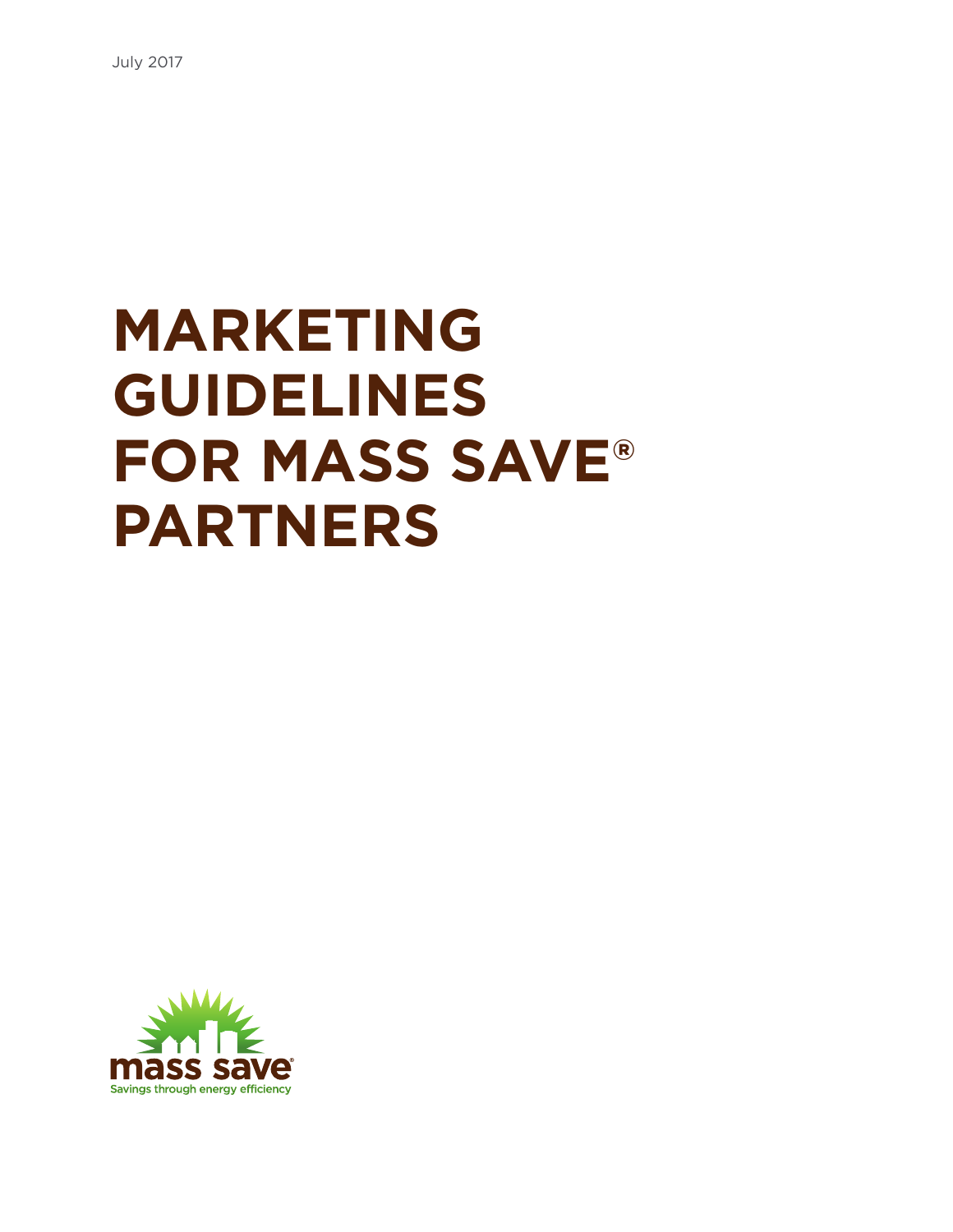July 2017

# MARKETING GUIDELINES FOR MASS SAVE® PARTNERS

mass save®

Savings through energy efficiency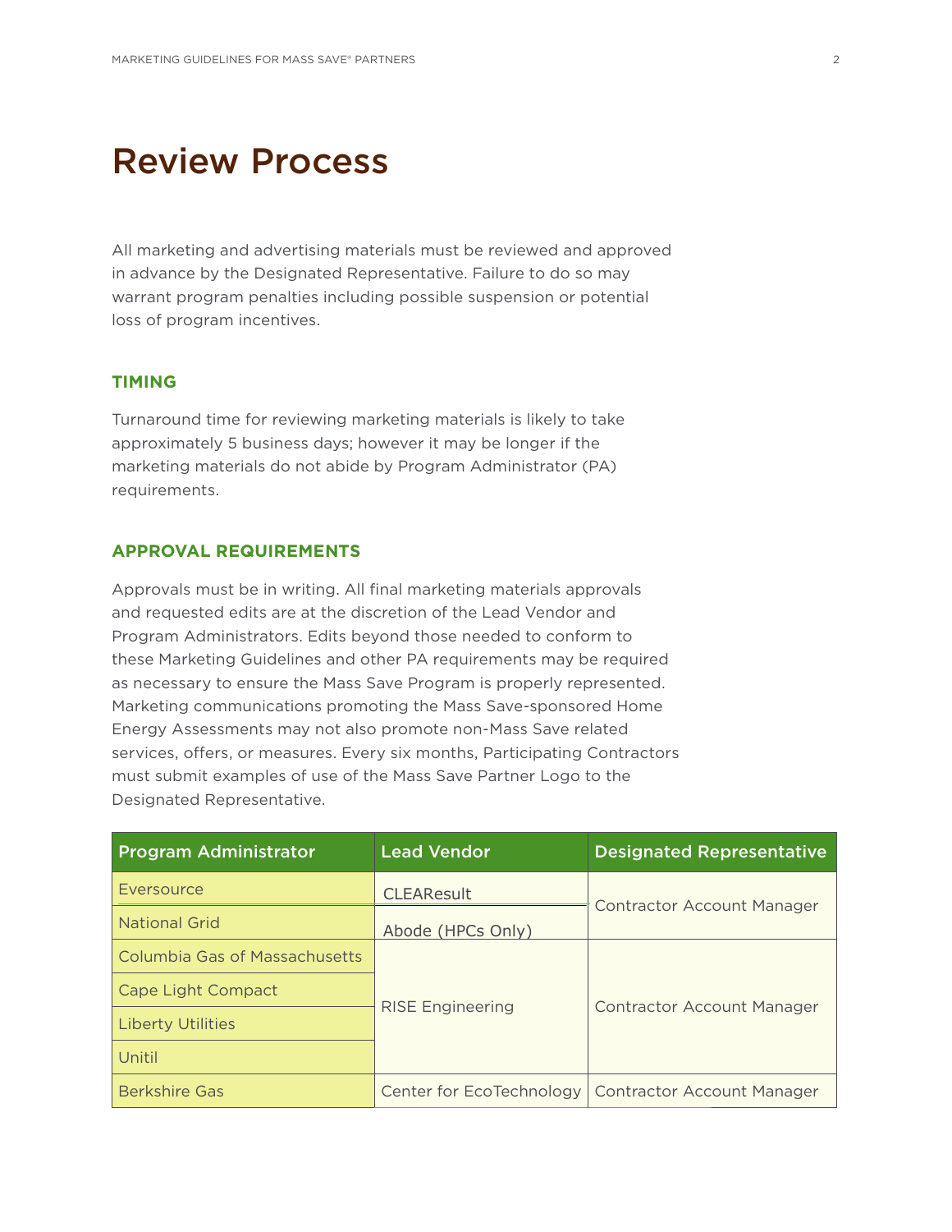# Review Process

All marketing and advertising materials must be reviewed and approved in advance by the Designated Representative. Failure to do so may warrant program penalties including possible suspension or potential loss of program incentives.

### TIMING

Turnaround time for reviewing marketing materials is likely to take approximately 5 business days; however it may be longer if the marketing materials do not abide by Program Administrator (PA) requirements.

### APPROVAL REQUIREMENTS

Approvals must be in writing. All final marketing materials approvals and requested edits are at the discretion of the Lead Vendor and Program Administrators. Edits beyond those needed to conform to these Marketing Guidelines and other PA requirements may be required as necessary to ensure the Mass Save Program is properly represented. Marketing communications promoting the Mass Save-sponsored Home Energy Assessments may not also promote non-Mass Save related services, offers, or measures. Every six months, Participating Contractors must submit examples of use of the Mass Save Partner Logo to the Designated Representative.

| Program Administrator | Lead Vendor | Designated Representative |
|---|---|---|
| Eversource | CLEAResult | Contractor Account Manager |
| National Grid | Abode (HPCs Only) | |
| Columbia Gas of Massachusetts | RISE Engineering | Contractor Account Manager |
| Cape Light Compact | | |
| Liberty Utilities | | |
| Unitil | | |
| Berkshire Gas | Center for EcoTechnology | Contractor Account Manager |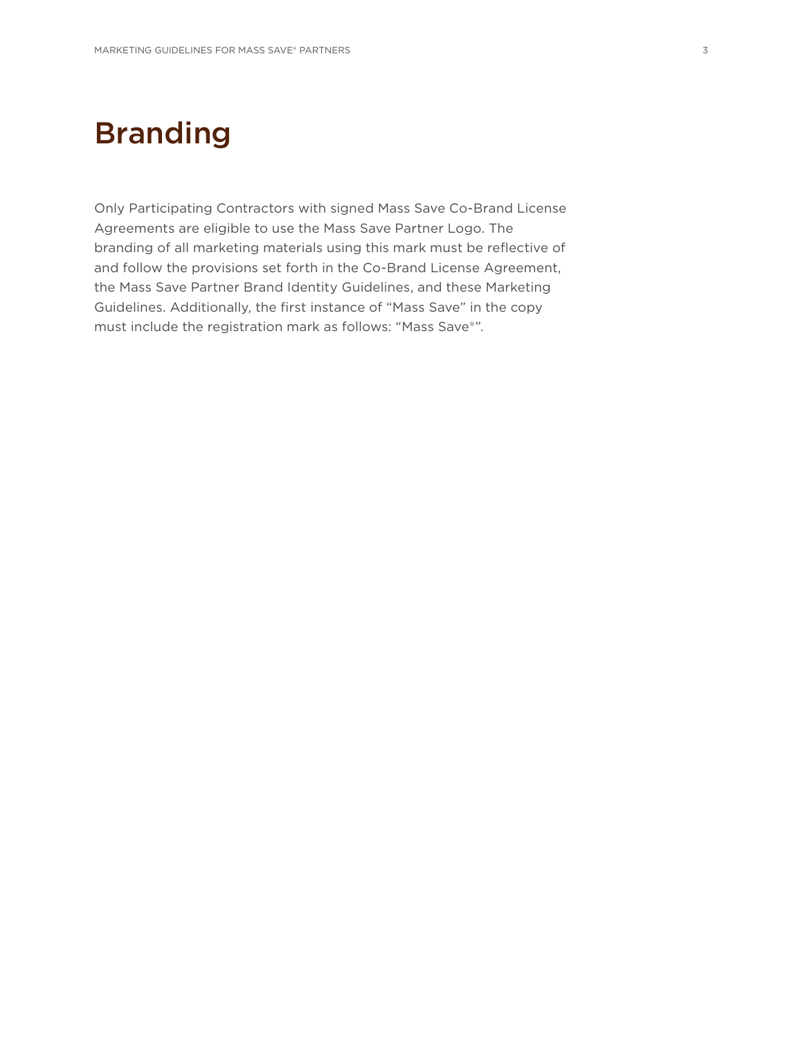# Branding

Only Participating Contractors with signed Mass Save Co-Brand License Agreements are eligible to use the Mass Save Partner Logo. The branding of all marketing materials using this mark must be reflective of and follow the provisions set forth in the Co-Brand License Agreement, the Mass Save Partner Brand Identity Guidelines, and these Marketing Guidelines. Additionally, the first instance of "Mass Save" in the copy must include the registration mark as follows: "Mass Save®".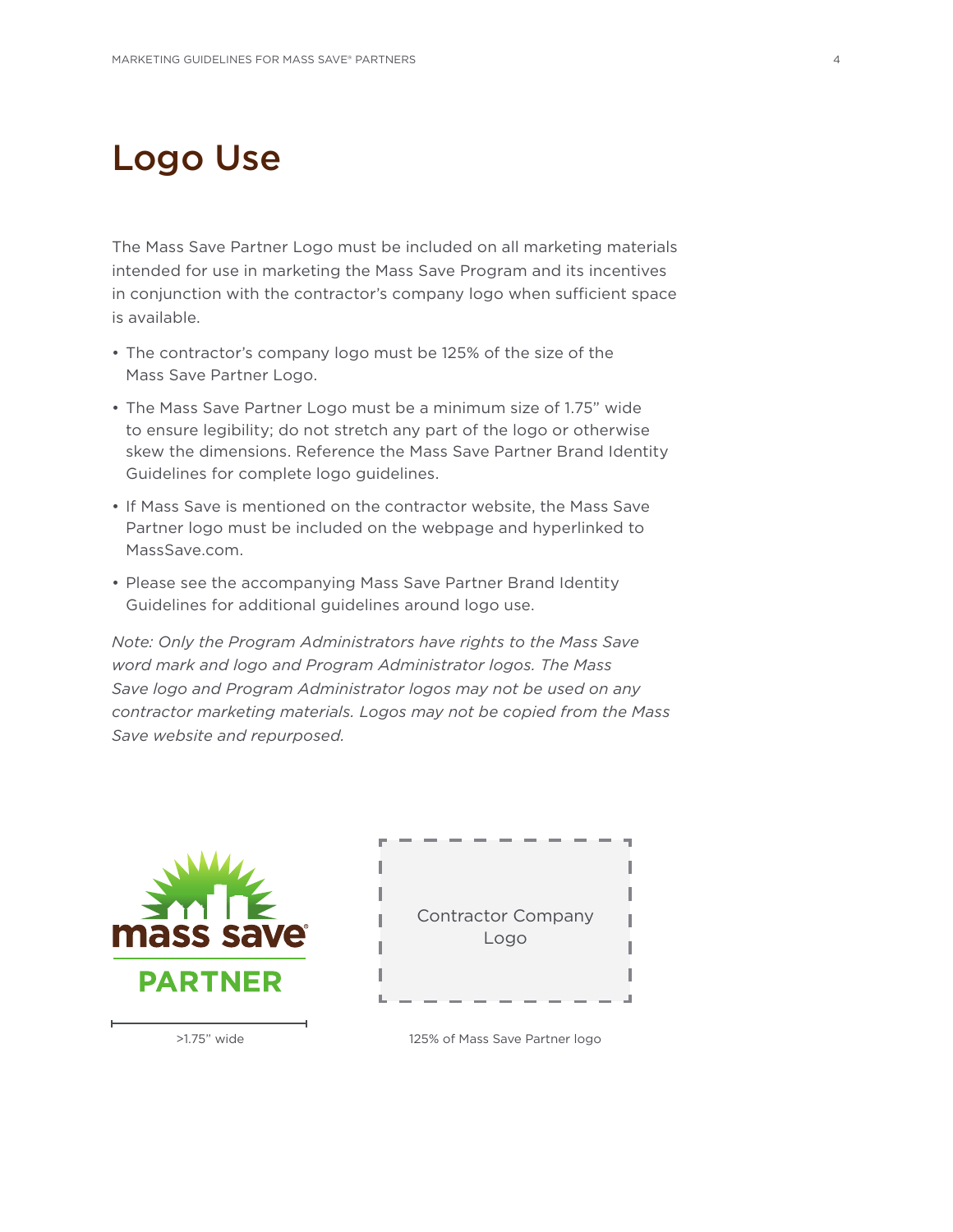# Logo Use

The Mass Save Partner Logo must be included on all marketing materials intended for use in marketing the Mass Save Program and its incentives in conjunction with the contractor's company logo when sufficient space is available.

- The contractor's company logo must be 125% of the size of the Mass Save Partner Logo.
- The Mass Save Partner Logo must be a minimum size of 1.75" wide to ensure legibility; do not stretch any part of the logo or otherwise skew the dimensions. Reference the Mass Save Partner Brand Identity Guidelines for complete logo guidelines.
- If Mass Save is mentioned on the contractor website, the Mass Save Partner logo must be included on the webpage and hyperlinked to MassSave.com.
- Please see the accompanying Mass Save Partner Brand Identity Guidelines for additional guidelines around logo use.

*Note: Only the Program Administrators have rights to the Mass Save word mark and logo and Program Administrator logos. The Mass Save logo and Program Administrator logos may not be used on any contractor marketing materials. Logos may not be copied from the Mass Save website and repurposed.*

mass save® PARTNER

>1.75" wide

Contractor Company Logo

125% of Mass Save Partner logo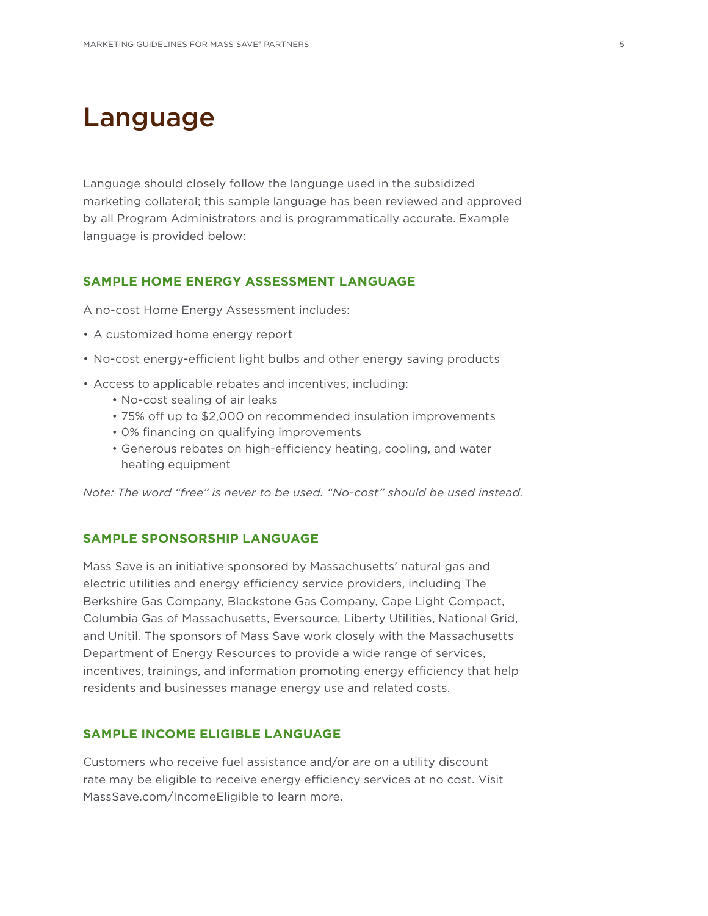# Language

Language should closely follow the language used in the subsidized marketing collateral; this sample language has been reviewed and approved by all Program Administrators and is programmatically accurate. Example language is provided below:

## SAMPLE HOME ENERGY ASSESSMENT LANGUAGE

A no-cost Home Energy Assessment includes:

- A customized home energy report
- No-cost energy-efficient light bulbs and other energy saving products
- Access to applicable rebates and incentives, including:
    - No-cost sealing of air leaks
    - 75% off up to $2,000 on recommended insulation improvements
    - 0% financing on qualifying improvements
    - Generous rebates on high-efficiency heating, cooling, and water heating equipment

*Note: The word "free" is never to be used. "No-cost" should be used instead.*

## SAMPLE SPONSORSHIP LANGUAGE

Mass Save is an initiative sponsored by Massachusetts' natural gas and electric utilities and energy efficiency service providers, including The Berkshire Gas Company, Blackstone Gas Company, Cape Light Compact, Columbia Gas of Massachusetts, Eversource, Liberty Utilities, National Grid, and Unitil. The sponsors of Mass Save work closely with the Massachusetts Department of Energy Resources to provide a wide range of services, incentives, trainings, and information promoting energy efficiency that help residents and businesses manage energy use and related costs.

## SAMPLE INCOME ELIGIBLE LANGUAGE

Customers who receive fuel assistance and/or are on a utility discount rate may be eligible to receive energy efficiency services at no cost. Visit MassSave.com/IncomeEligible to learn more.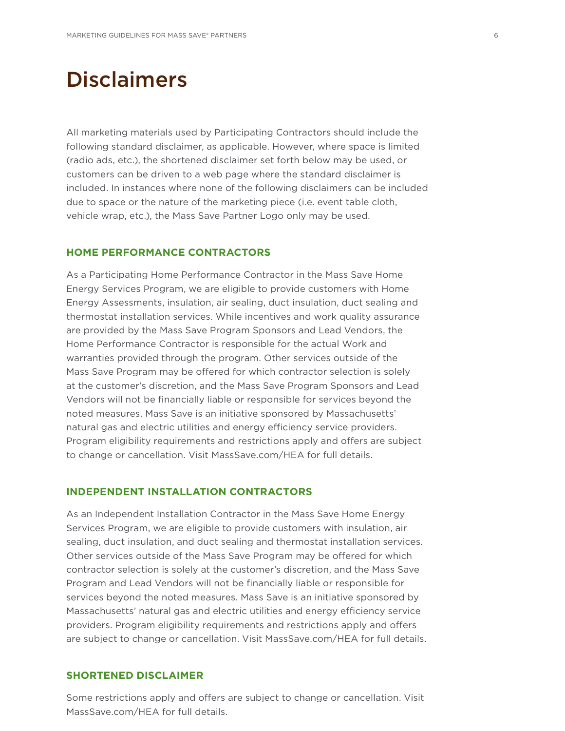# Disclaimers

All marketing materials used by Participating Contractors should include the following standard disclaimer, as applicable. However, where space is limited (radio ads, etc.), the shortened disclaimer set forth below may be used, or customers can be driven to a web page where the standard disclaimer is included. In instances where none of the following disclaimers can be included due to space or the nature of the marketing piece (i.e. event table cloth, vehicle wrap, etc.), the Mass Save Partner Logo only may be used.

### HOME PERFORMANCE CONTRACTORS

As a Participating Home Performance Contractor in the Mass Save Home Energy Services Program, we are eligible to provide customers with Home Energy Assessments, insulation, air sealing, duct insulation, duct sealing and thermostat installation services. While incentives and work quality assurance are provided by the Mass Save Program Sponsors and Lead Vendors, the Home Performance Contractor is responsible for the actual Work and warranties provided through the program. Other services outside of the Mass Save Program may be offered for which contractor selection is solely at the customer's discretion, and the Mass Save Program Sponsors and Lead Vendors will not be financially liable or responsible for services beyond the noted measures. Mass Save is an initiative sponsored by Massachusetts' natural gas and electric utilities and energy efficiency service providers. Program eligibility requirements and restrictions apply and offers are subject to change or cancellation. Visit MassSave.com/HEA for full details.

### INDEPENDENT INSTALLATION CONTRACTORS

As an Independent Installation Contractor in the Mass Save Home Energy Services Program, we are eligible to provide customers with insulation, air sealing, duct insulation, and duct sealing and thermostat installation services. Other services outside of the Mass Save Program may be offered for which contractor selection is solely at the customer's discretion, and the Mass Save Program and Lead Vendors will not be financially liable or responsible for services beyond the noted measures. Mass Save is an initiative sponsored by Massachusetts' natural gas and electric utilities and energy efficiency service providers. Program eligibility requirements and restrictions apply and offers are subject to change or cancellation. Visit MassSave.com/HEA for full details.

### SHORTENED DISCLAIMER

Some restrictions apply and offers are subject to change or cancellation. Visit MassSave.com/HEA for full details.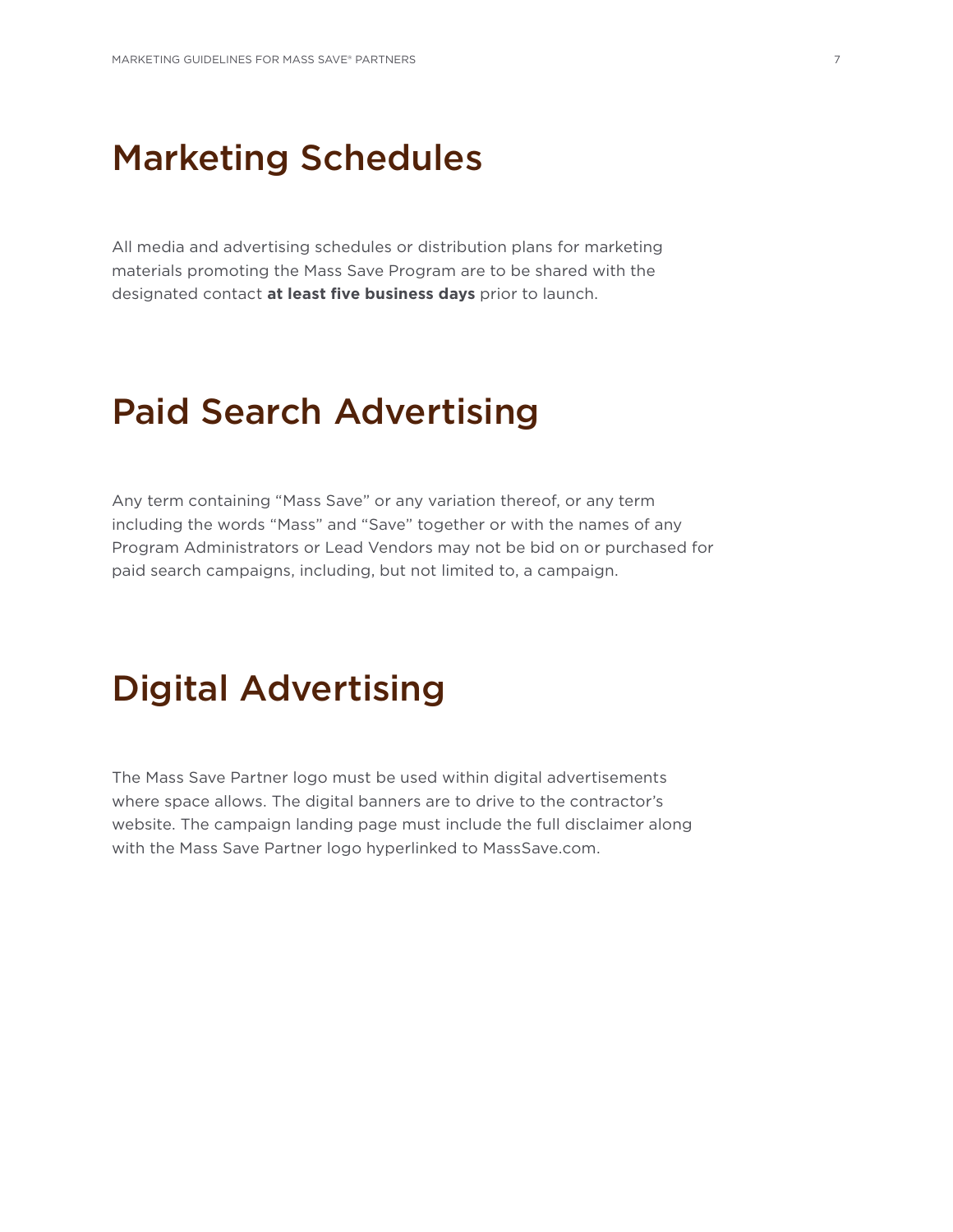# Marketing Schedules

All media and advertising schedules or distribution plans for marketing materials promoting the Mass Save Program are to be shared with the designated contact **at least five business days** prior to launch.

# Paid Search Advertising

Any term containing "Mass Save" or any variation thereof, or any term including the words "Mass" and "Save" together or with the names of any Program Administrators or Lead Vendors may not be bid on or purchased for paid search campaigns, including, but not limited to, a campaign.

# Digital Advertising

The Mass Save Partner logo must be used within digital advertisements where space allows. The digital banners are to drive to the contractor's website. The campaign landing page must include the full disclaimer along with the Mass Save Partner logo hyperlinked to MassSave.com.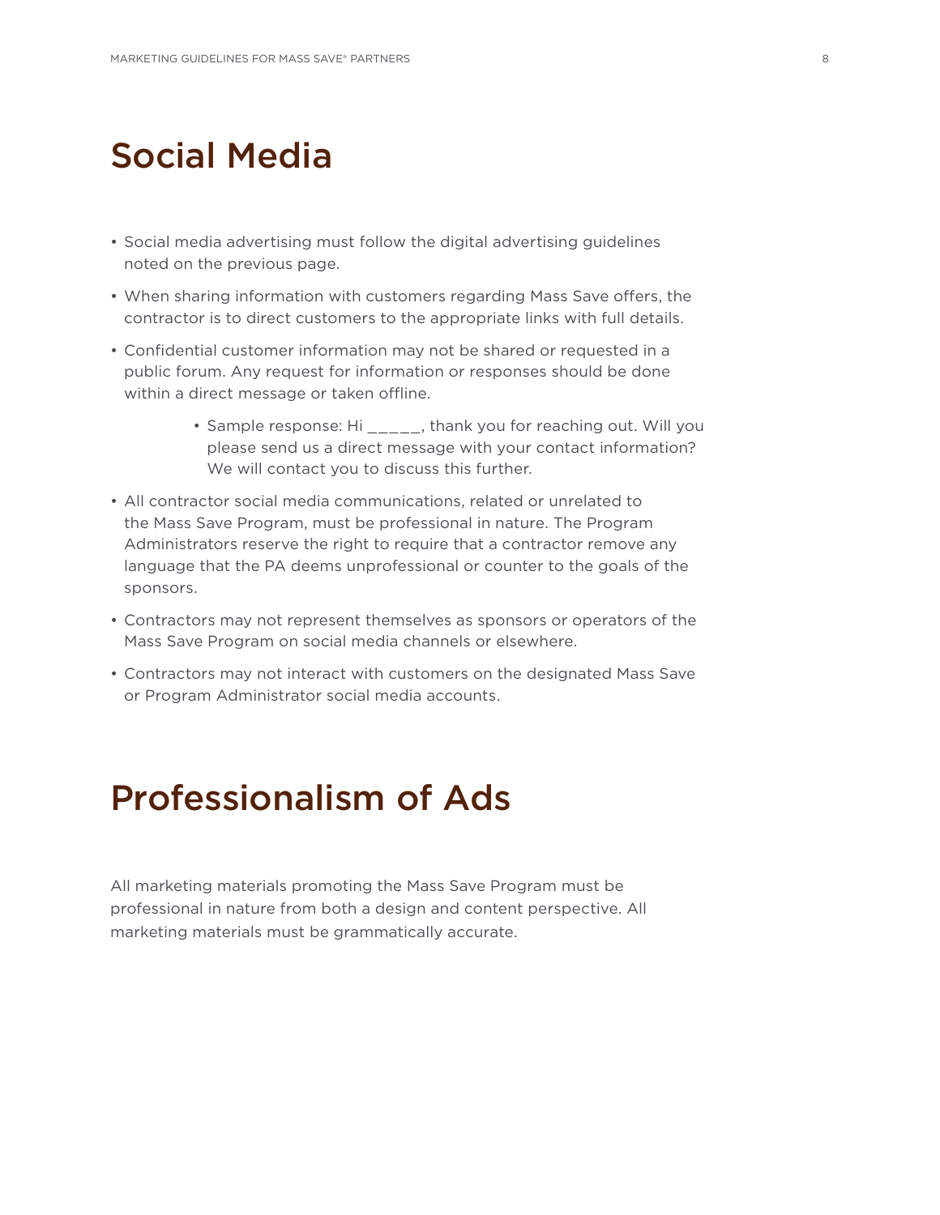# Social Media

- Social media advertising must follow the digital advertising guidelines noted on the previous page.
- When sharing information with customers regarding Mass Save offers, the contractor is to direct customers to the appropriate links with full details.
- Confidential customer information may not be shared or requested in a public forum. Any request for information or responses should be done within a direct message or taken offline.
    - Sample response: Hi _____, thank you for reaching out. Will you please send us a direct message with your contact information? We will contact you to discuss this further.
- All contractor social media communications, related or unrelated to the Mass Save Program, must be professional in nature. The Program Administrators reserve the right to require that a contractor remove any language that the PA deems unprofessional or counter to the goals of the sponsors.
- Contractors may not represent themselves as sponsors or operators of the Mass Save Program on social media channels or elsewhere.
- Contractors may not interact with customers on the designated Mass Save or Program Administrator social media accounts.

# Professionalism of Ads

All marketing materials promoting the Mass Save Program must be professional in nature from both a design and content perspective. All marketing materials must be grammatically accurate.